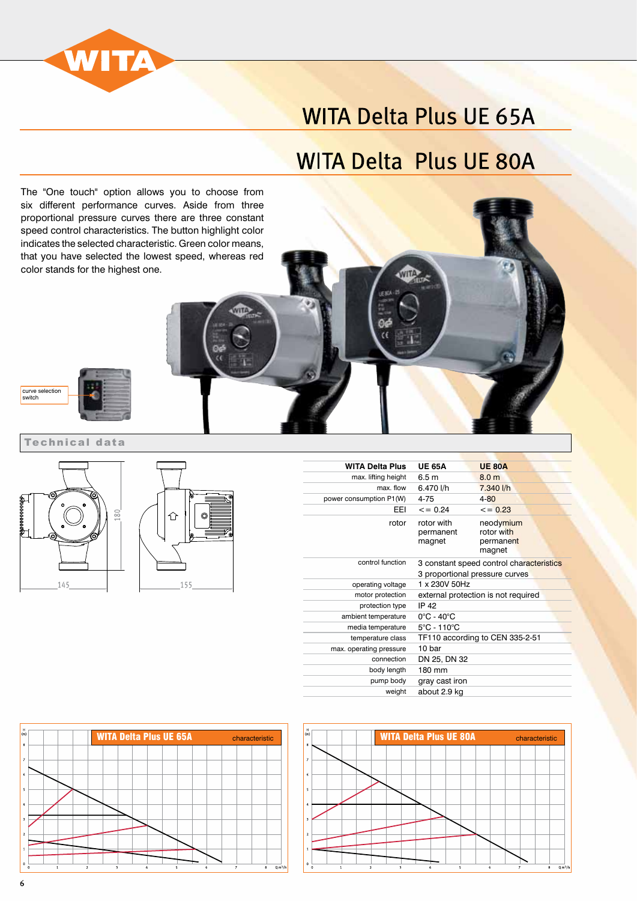# WITA Delta Plus UE 65A

# WITA Delta  Plus UE 80A

The "One touch" option allows you to choose from six different performance curves. Aside from three proportional pressure curves there are three constant speed control characteristics. The button highlight color indicates the selected characteristic. Green color means, that you have selected the lowest speed, whereas red color stands for the highest one.

curve selection switch

## Technical data

| WITA Delta Plus | UE 65A | UE 80A |
|---|---|---|
| max. lifting height | 6.5 m | 8.0 m |
| max. flow | 6.470 l/h | 7.340 l/h |
| power consumption P1(W) | 4-75 | 4-80 |
| EEI | <= 0.24 | <= 0.23 |
| rotor | rotor with permanent magnet | neodymium rotor with permanent magnet |
| control function | 3 constant speed control characteristics<br>3 proportional pressure curves | |
| operating voltage | 1 x 230V 50Hz | |
| motor protection | external protection is not required | |
| protection type | IP 42 | |
| ambient temperature | 0°C - 40°C | |
| media temperature | 5°C - 110°C | |
| temperature class | TF110 according to CEN 335-2-51 | |
| max. operating pressure | 10 bar | |
| connection | DN 25, DN 32 | |
| body length | 180 mm | |
| pump body | gray cast iron | |
| weight | about 2.9 kg | |

WITA Delta Plus UE 65A characteristic

WITA Delta Plus UE 80A characteristic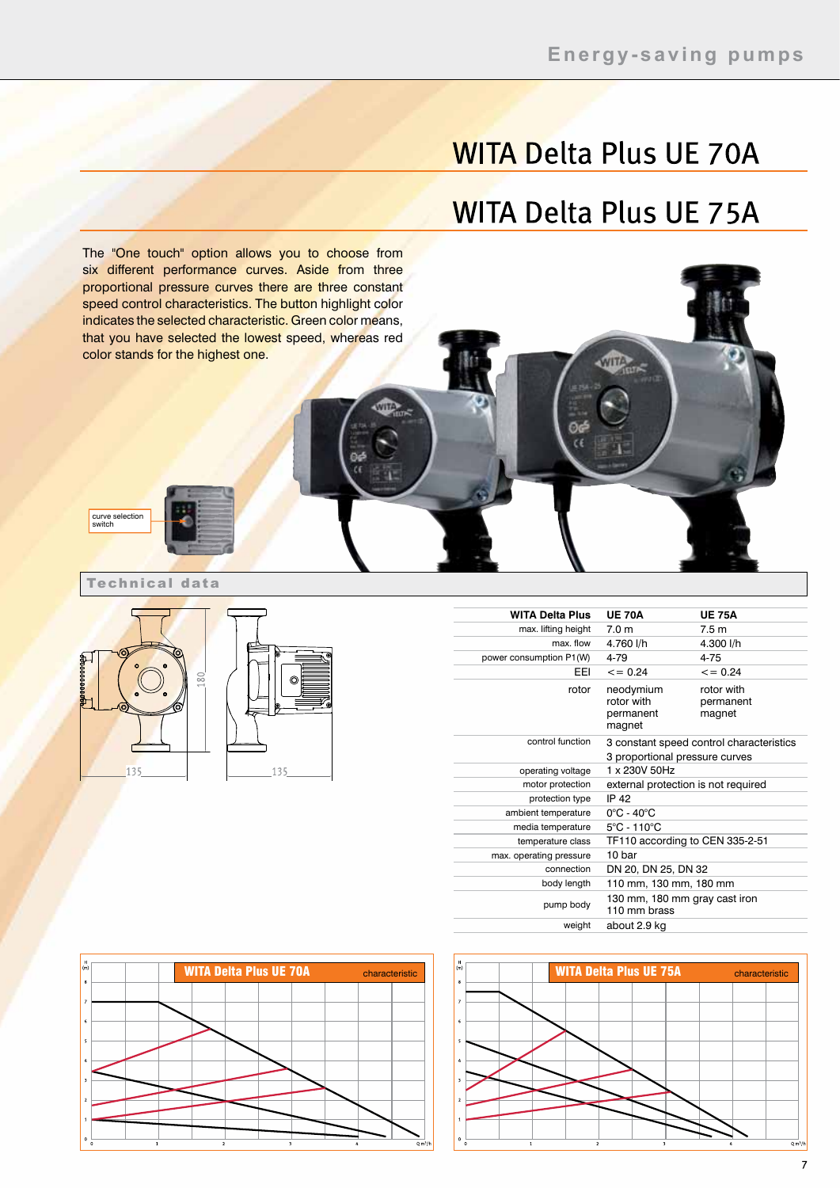# WITA Delta Plus UE 70A

# WITA Delta Plus UE 75A

The "One touch" option allows you to choose from six different performance curves. Aside from three proportional pressure curves there are three constant speed control characteristics. The button highlight color indicates the selected characteristic. Green color means, that you have selected the lowest speed, whereas red color stands for the highest one.

curve selection switch

## Technical data

| WITA Delta Plus | UE 70A | UE 75A |
|---|---|---|
| max. lifting height | 7.0 m | 7.5 m |
| max. flow | 4.760 l/h | 4.300 l/h |
| power consumption P1(W) | 4-79 | 4-75 |
| EEI | <= 0.24 | <= 0.24 |
| rotor | neodymium rotor with permanent magnet | rotor with permanent magnet |
| control function | 3 constant speed control characteristics<br>3 proportional pressure curves | |
| operating voltage | 1 x 230V 50Hz | |
| motor protection | external protection is not required | |
| protection type | IP 42 | |
| ambient temperature | 0°C - 40°C | |
| media temperature | 5°C - 110°C | |
| temperature class | TF110 according to CEN 335-2-51 | |
| max. operating pressure | 10 bar | |
| connection | DN 20, DN 25, DN 32 | |
| body length | 110 mm, 130 mm, 180 mm | |
| pump body | 130 mm, 180 mm gray cast iron<br>110 mm brass | |
| weight | about 2.9 kg | |

WITA Delta Plus UE 70A characteristic

WITA Delta Plus UE 75A characteristic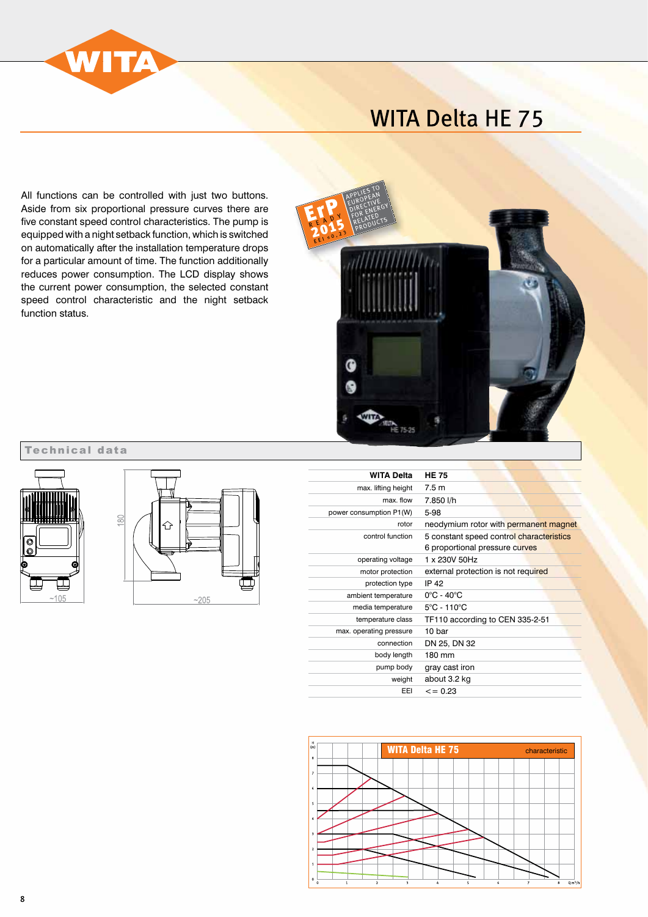# WITA Delta HE 75

All functions can be controlled with just two buttons. Aside from six proportional pressure curves there are five constant speed control characteristics. The pump is equipped with a night setback function, which is switched on automatically after the installation temperature drops for a particular amount of time. The function additionally reduces power consumption. The LCD display shows the current power consumption, the selected constant speed control characteristic and the night setback function status.

ErP READY 2015 EEI ≤ 0,23
APPLIES TO EUROPEAN DIRECTIVE FOR ENERGY RELATED PRODUCTS

## Technical data

~105

180

~205

| WITA Delta | HE 75 |
|---|---|
| max. lifting height | 7.5 m |
| max. flow | 7.850 l/h |
| power consumption P1(W) | 5-98 |
| rotor | neodymium rotor with permanent magnet |
| control function | 5 constant speed control characteristics<br>6 proportional pressure curves |
| operating voltage | 1 x 230V 50Hz |
| motor protection | external protection is not required |
| protection type | IP 42 |
| ambient temperature | 0°C - 40°C |
| media temperature | 5°C - 110°C |
| temperature class | TF110 according to CEN 335-2-51 |
| max. operating pressure | 10 bar |
| connection | DN 25, DN 32 |
| body length | 180 mm |
| pump body | gray cast iron |
| weight | about 3.2 kg |
| EEI | <= 0.23 |

WITA Delta HE 75 characteristic

H (m)

0 1 2 3 4 5 6 7 8

Q m³/h